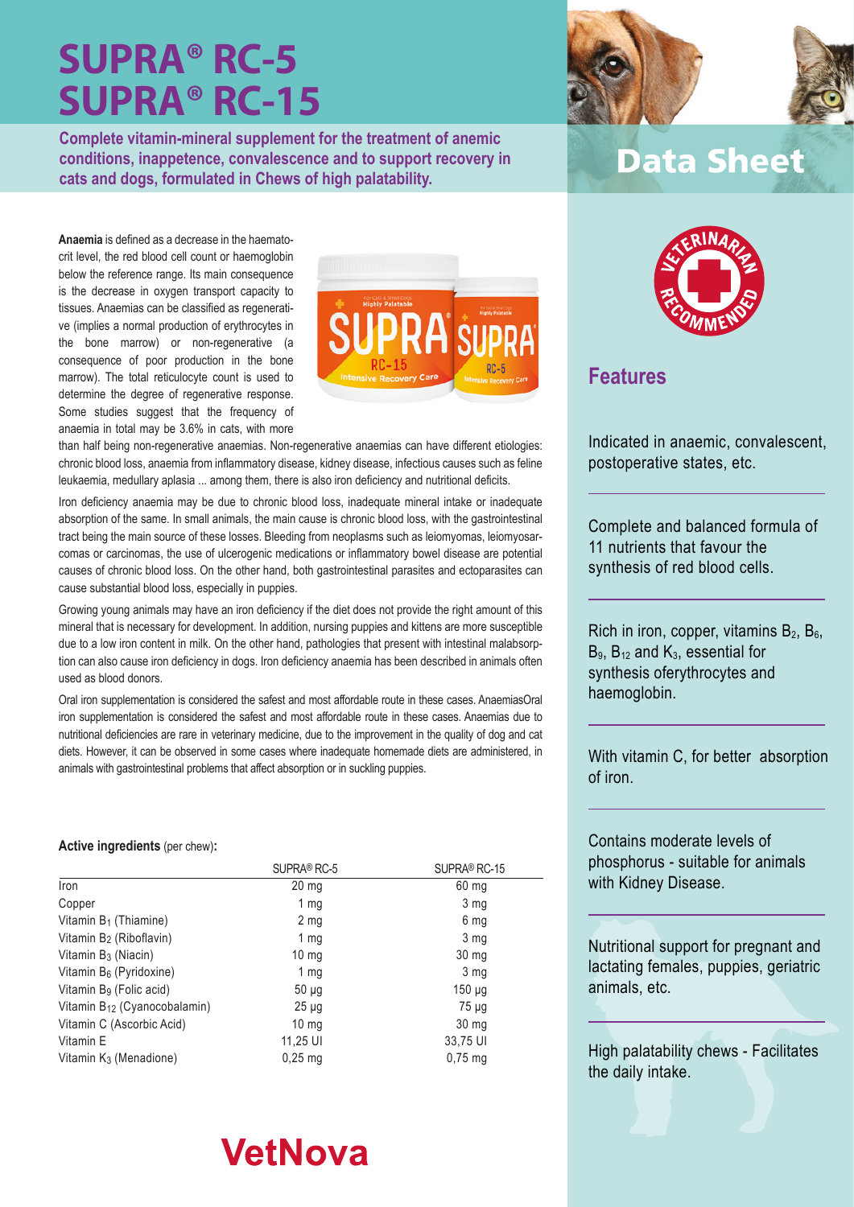# SUPRA® RC-5
# SUPRA® RC-15

**Complete vitamin-mineral supplement for the treatment of anemic conditions, inappetence, convalescence and to support recovery in cats and dogs, formulated in Chews of high palatability.**

## Data Sheet

**Anaemia** is defined as a decrease in the haematocrit level, the red blood cell count or haemoglobin below the reference range. Its main consequence is the decrease in oxygen transport capacity to tissues. Anaemias can be classified as regenerative (implies a normal production of erythrocytes in the bone marrow) or non-regenerative (a consequence of poor production in the bone marrow). The total reticulocyte count is used to determine the degree of regenerative response. Some studies suggest that the frequency of anaemia in total may be 3.6% in cats, with more than half being non-regenerative anaemias. Non-regenerative anaemias can have different etiologies: chronic blood loss, anaemia from inflammatory disease, kidney disease, infectious causes such as feline leukaemia, medullary aplasia ... among them, there is also iron deficiency and nutritional deficits.

Iron deficiency anaemia may be due to chronic blood loss, inadequate mineral intake or inadequate absorption of the same. In small animals, the main cause is chronic blood loss, with the gastrointestinal tract being the main source of these losses. Bleeding from neoplasms such as leiomyomas, leiomyosarcomas or carcinomas, the use of ulcerogenic medications or inflammatory bowel disease are potential causes of chronic blood loss. On the other hand, both gastrointestinal parasites and ectoparasites can cause substantial blood loss, especially in puppies.

Growing young animals may have an iron deficiency if the diet does not provide the right amount of this mineral that is necessary for development. In addition, nursing puppies and kittens are more susceptible due to a low iron content in milk. On the other hand, pathologies that present with intestinal malabsorption can also cause iron deficiency in dogs. Iron deficiency anaemia has been described in animals often used as blood donors.

Oral iron supplementation is considered the safest and most affordable route in these cases. AnaemiasOral iron supplementation is considered the safest and most affordable route in these cases. Anaemias due to nutritional deficiencies are rare in veterinary medicine, due to the improvement in the quality of dog and cat diets. However, it can be observed in some cases where inadequate homemade diets are administered, in animals with gastrointestinal problems that affect absorption or in suckling puppies.

**Active ingredients** (per chew)**:**

| | SUPRA® RC-5 | SUPRA® RC-15 |
|---|---|---|
| Iron | 20 mg | 60 mg |
| Copper | 1 mg | 3 mg |
| Vitamin $B_1$ (Thiamine) | 2 mg | 6 mg |
| Vitamin $B_2$ (Riboflavin) | 1 mg | 3 mg |
| Vitamin $B_3$ (Niacin) | 10 mg | 30 mg |
| Vitamin $B_6$ (Pyridoxine) | 1 mg | 3 mg |
| Vitamin $B_9$ (Folic acid) | 50 µg | 150 µg |
| Vitamin $B_{12}$ (Cyanocobalamin) | 25 µg | 75 µg |
| Vitamin C (Ascorbic Acid) | 10 mg | 30 mg |
| Vitamin E | 11,25 UI | 33,75 UI |
| Vitamin $K_3$ (Menadione) | 0,25 mg | 0,75 mg |

VetNova

VETERINARY RECOMMENDED

## Features

Indicated in anaemic, convalescent, postoperative states, etc.

Complete and balanced formula of 11 nutrients that favour the synthesis of red blood cells.

Rich in iron, copper, vitamins $B_2$, $B_6$, $B_9$, $B_{12}$ and $K_3$, essential for synthesis oferythrocytes and haemoglobin.

With vitamin C, for better absorption of iron.

Contains moderate levels of phosphorus - suitable for animals with Kidney Disease.

Nutritional support for pregnant and lactating females, puppies, geriatric animals, etc.

High palatability chews - Facilitates the daily intake.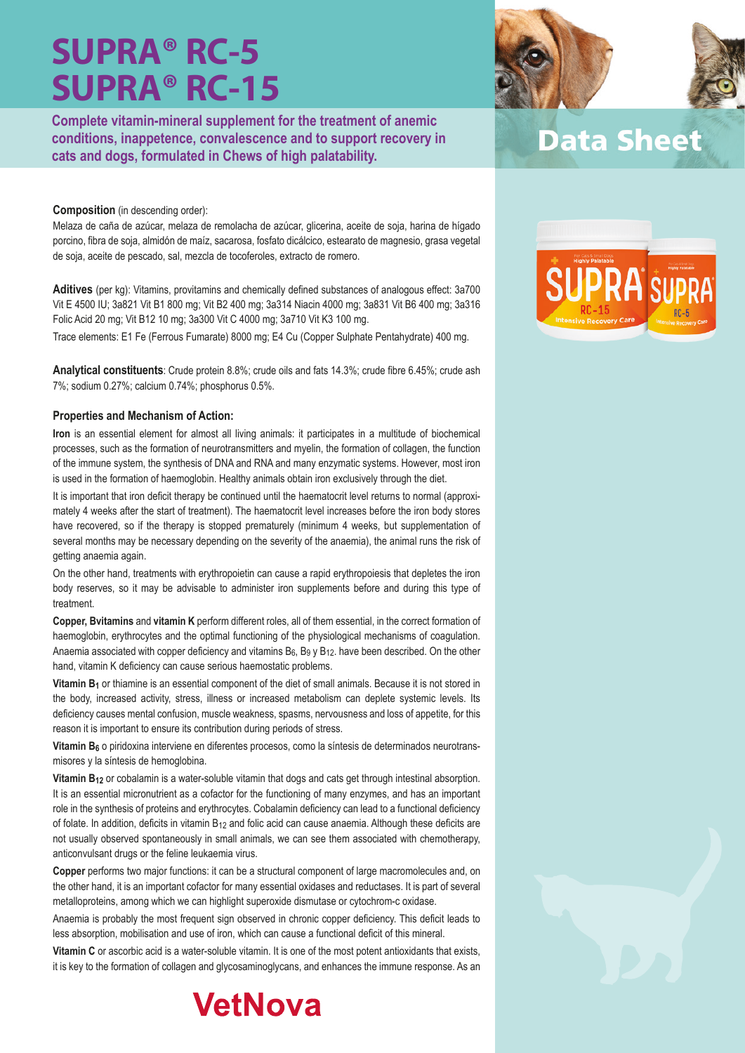# SUPRA® RC-5
# SUPRA® RC-15

**Complete vitamin-mineral supplement for the treatment of anemic conditions, inappetence, convalescence and to support recovery in cats and dogs, formulated in Chews of high palatability.**

## Data Sheet

**Composition** (in descending order):

Melaza de caña de azúcar, melaza de remolacha de azúcar, glicerina, aceite de soja, harina de hígado porcino, fibra de soja, almidón de maíz, sacarosa, fosfato dicálcico, estearato de magnesio, grasa vegetal de soja, aceite de pescado, sal, mezcla de tocoferoles, extracto de romero.

**Aditives** (per kg): Vitamins, provitamins and chemically defined substances of analogous effect: 3a700 Vit E 4500 IU; 3a821 Vit B1 800 mg; Vit B2 400 mg; 3a314 Niacin 4000 mg; 3a831 Vit B6 400 mg; 3a316 Folic Acid 20 mg; Vit B12 10 mg; 3a300 Vit C 4000 mg; 3a710 Vit K3 100 mg.

Trace elements: E1 Fe (Ferrous Fumarate) 8000 mg; E4 Cu (Copper Sulphate Pentahydrate) 400 mg.

**Analytical constituents**: Crude protein 8.8%; crude oils and fats 14.3%; crude fibre 6.45%; crude ash 7%; sodium 0.27%; calcium 0.74%; phosphorus 0.5%.

**Properties and Mechanism of Action:**

**Iron** is an essential element for almost all living animals: it participates in a multitude of biochemical processes, such as the formation of neurotransmitters and myelin, the formation of collagen, the function of the immune system, the synthesis of DNA and RNA and many enzymatic systems. However, most iron is used in the formation of haemoglobin. Healthy animals obtain iron exclusively through the diet.

It is important that iron deficit therapy be continued until the haematocrit level returns to normal (approximately 4 weeks after the start of treatment). The haematocrit level increases before the iron body stores have recovered, so if the therapy is stopped prematurely (minimum 4 weeks, but supplementation of several months may be necessary depending on the severity of the anaemia), the animal runs the risk of getting anaemia again.

On the other hand, treatments with erythropoietin can cause a rapid erythropoiesis that depletes the iron body reserves, so it may be advisable to administer iron supplements before and during this type of treatment.

**Copper, Bvitamins** and **vitamin K** perform different roles, all of them essential, in the correct formation of haemoglobin, erythrocytes and the optimal functioning of the physiological mechanisms of coagulation. Anaemia associated with copper deficiency and vitamins $B_6$, $B_9$ y $B_{12}$. have been described. On the other hand, vitamin K deficiency can cause serious haemostatic problems.

**Vitamin $B_1$** or thiamine is an essential component of the diet of small animals. Because it is not stored in the body, increased activity, stress, illness or increased metabolism can deplete systemic levels. Its deficiency causes mental confusion, muscle weakness, spasms, nervousness and loss of appetite, for this reason it is important to ensure its contribution during periods of stress.

**Vitamin $B_6$** o piridoxina interviene en diferentes procesos, como la síntesis de determinados neurotransmisores y la síntesis de hemoglobina.

**Vitamin $B_{12}$** or cobalamin is a water-soluble vitamin that dogs and cats get through intestinal absorption. It is an essential micronutrient as a cofactor for the functioning of many enzymes, and has an important role in the synthesis of proteins and erythrocytes. Cobalamin deficiency can lead to a functional deficiency of folate. In addition, deficits in vitamin $B_{12}$ and folic acid can cause anaemia. Although these deficits are not usually observed spontaneously in small animals, we can see them associated with chemotherapy, anticonvulsant drugs or the feline leukaemia virus.

**Copper** performs two major functions: it can be a structural component of large macromolecules and, on the other hand, it is an important cofactor for many essential oxidases and reductases. It is part of several metalloproteins, among which we can highlight superoxide dismutase or cytochrom-c oxidase.

Anaemia is probably the most frequent sign observed in chronic copper deficiency. This deficit leads to less absorption, mobilisation and use of iron, which can cause a functional deficit of this mineral.

**Vitamin C** or ascorbic acid is a water-soluble vitamin. It is one of the most potent antioxidants that exists, it is key to the formation of collagen and glycosaminoglycans, and enhances the immune response. As an

VetNova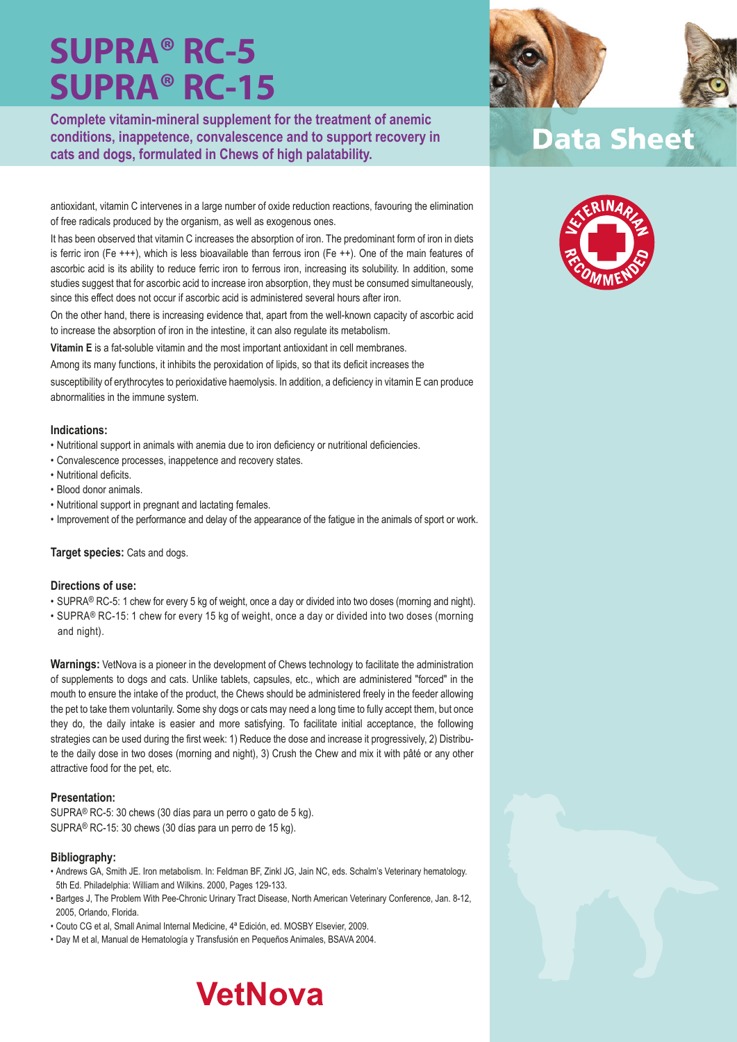# SUPRA® RC-5
# SUPRA® RC-15

**Complete vitamin-mineral supplement for the treatment of anemic conditions, inappetence, convalescence and to support recovery in cats and dogs, formulated in Chews of high palatability.**

## Data Sheet

antioxidant, vitamin C intervenes in a large number of oxide reduction reactions, favouring the elimination of free radicals produced by the organism, as well as exogenous ones.

It has been observed that vitamin C increases the absorption of iron. The predominant form of iron in diets is ferric iron (Fe +++), which is less bioavailable than ferrous iron (Fe ++). One of the main features of ascorbic acid is its ability to reduce ferric iron to ferrous iron, increasing its solubility. In addition, some studies suggest that for ascorbic acid to increase iron absorption, they must be consumed simultaneously, since this effect does not occur if ascorbic acid is administered several hours after iron.

On the other hand, there is increasing evidence that, apart from the well-known capacity of ascorbic acid to increase the absorption of iron in the intestine, it can also regulate its metabolism.

**Vitamin E** is a fat-soluble vitamin and the most important antioxidant in cell membranes.

Among its many functions, it inhibits the peroxidation of lipids, so that its deficit increases the susceptibility of erythrocytes to perioxidative haemolysis. In addition, a deficiency in vitamin E can produce abnormalities in the immune system.

### Indications:

- Nutritional support in animals with anemia due to iron deficiency or nutritional deficiencies.
- Convalescence processes, inappetence and recovery states.
- Nutritional deficits.
- Blood donor animals.
- Nutritional support in pregnant and lactating females.
- Improvement of the performance and delay of the appearance of the fatigue in the animals of sport or work.

**Target species:** Cats and dogs.

### Directions of use:

- SUPRA® RC-5: 1 chew for every 5 kg of weight, once a day or divided into two doses (morning and night).
- SUPRA® RC-15: 1 chew for every 15 kg of weight, once a day or divided into two doses (morning and night).

**Warnings:** VetNova is a pioneer in the development of Chews technology to facilitate the administration of supplements to dogs and cats. Unlike tablets, capsules, etc., which are administered "forced" in the mouth to ensure the intake of the product, the Chews should be administered freely in the feeder allowing the pet to take them voluntarily. Some shy dogs or cats may need a long time to fully accept them, but once they do, the daily intake is easier and more satisfying. To facilitate initial acceptance, the following strategies can be used during the first week: 1) Reduce the dose and increase it progressively, 2) Distribute the daily dose in two doses (morning and night), 3) Crush the Chew and mix it with pâté or any other attractive food for the pet, etc.

### Presentation:

SUPRA® RC-5: 30 chews (30 días para un perro o gato de 5 kg).
SUPRA® RC-15: 30 chews (30 días para un perro de 15 kg).

### Bibliography:

- Andrews GA, Smith JE. Iron metabolism. In: Feldman BF, Zinkl JG, Jain NC, eds. Schalm's Veterinary hematology. 5th Ed. Philadelphia: William and Wilkins. 2000, Pages 129-133.
- Bartges J, The Problem With Pee-Chronic Urinary Tract Disease, North American Veterinary Conference, Jan. 8-12, 2005, Orlando, Florida.
- Couto CG et al, Small Animal Internal Medicine, 4ª Edición, ed. MOSBY Elsevier, 2009.
- Day M et al, Manual de Hematología y Transfusión en Pequeños Animales, BSAVA 2004.

VetNova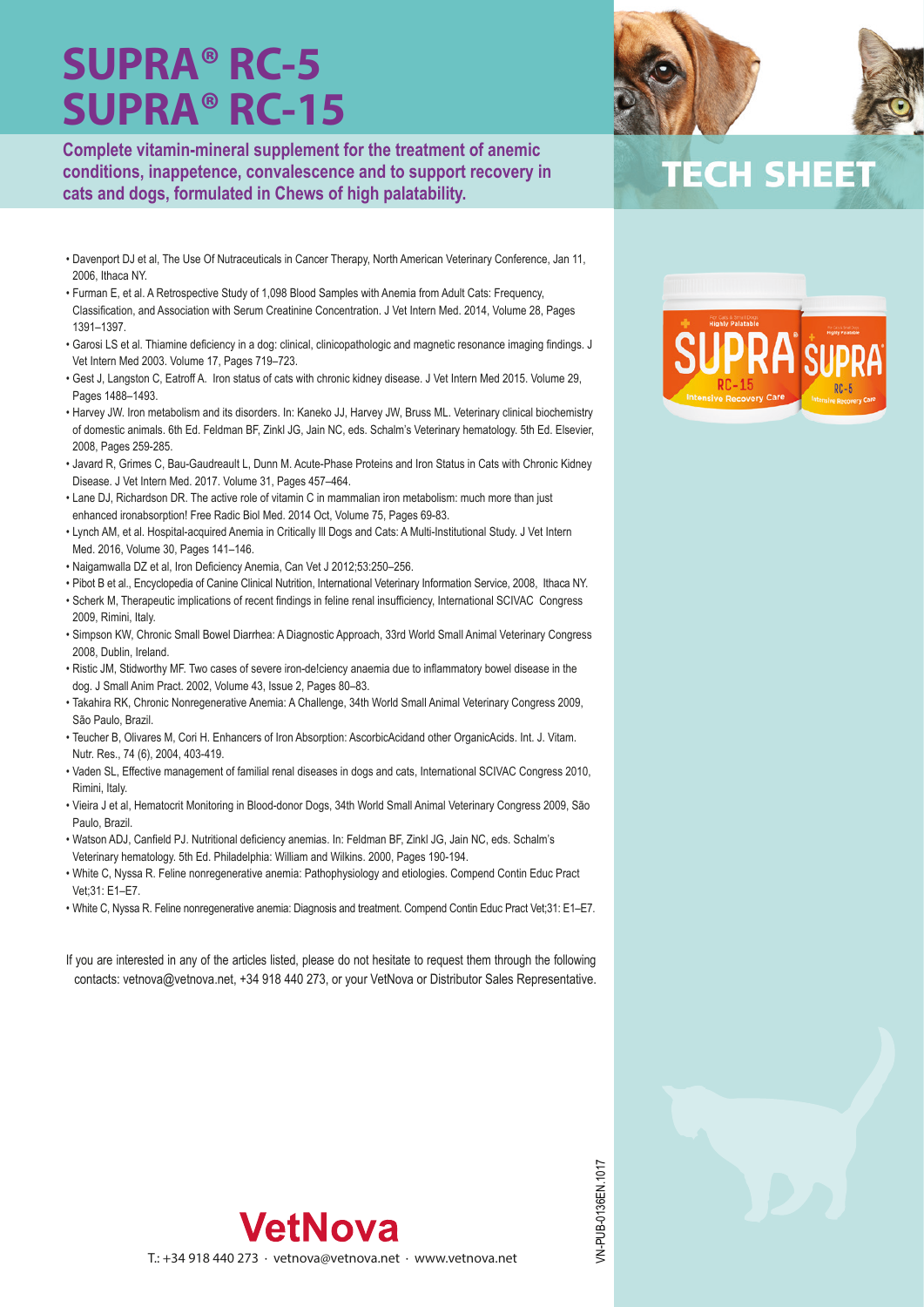# SUPRA® RC-5
# SUPRA® RC-15

**Complete vitamin-mineral supplement for the treatment of anemic conditions, inappetence, convalescence and to support recovery in cats and dogs, formulated in Chews of high palatability.**

## TECH SHEET

- Davenport DJ et al, The Use Of Nutraceuticals in Cancer Therapy, North American Veterinary Conference, Jan 11, 2006, Ithaca NY.
- Furman E, et al. A Retrospective Study of 1,098 Blood Samples with Anemia from Adult Cats: Frequency, Classification, and Association with Serum Creatinine Concentration. J Vet Intern Med. 2014, Volume 28, Pages 1391–1397.
- Garosi LS et al. Thiamine deficiency in a dog: clinical, clinicopathologic and magnetic resonance imaging findings. J Vet Intern Med 2003. Volume 17, Pages 719–723.
- Gest J, Langston C, Eatroff A. Iron status of cats with chronic kidney disease. J Vet Intern Med 2015. Volume 29, Pages 1488–1493.
- Harvey JW. Iron metabolism and its disorders. In: Kaneko JJ, Harvey JW, Bruss ML. Veterinary clinical biochemistry of domestic animals. 6th Ed. Feldman BF, Zinkl JG, Jain NC, eds. Schalm's Veterinary hematology. 5th Ed. Elsevier, 2008, Pages 259-285.
- Javard R, Grimes C, Bau-Gaudreault L, Dunn M. Acute-Phase Proteins and Iron Status in Cats with Chronic Kidney Disease. J Vet Intern Med. 2017. Volume 31, Pages 457–464.
- Lane DJ, Richardson DR. The active role of vitamin C in mammalian iron metabolism: much more than just enhanced ironabsorption! Free Radic Biol Med. 2014 Oct, Volume 75, Pages 69-83.
- Lynch AM, et al. Hospital-acquired Anemia in Critically Ill Dogs and Cats: A Multi-Institutional Study. J Vet Intern Med. 2016, Volume 30, Pages 141–146.
- Naigamwalla DZ et al, Iron Deficiency Anemia, Can Vet J 2012;53:250–256.
- Pibot B et al., Encyclopedia of Canine Clinical Nutrition, International Veterinary Information Service, 2008, Ithaca NY.
- Scherk M, Therapeutic implications of recent findings in feline renal insufficiency, International SCIVAC Congress 2009, Rimini, Italy.
- Simpson KW, Chronic Small Bowel Diarrhea: A Diagnostic Approach, 33rd World Small Animal Veterinary Congress 2008, Dublin, Ireland.
- Ristic JM, Stidworthy MF. Two cases of severe iron-de!ciency anaemia due to inflammatory bowel disease in the dog. J Small Anim Pract. 2002, Volume 43, Issue 2, Pages 80–83.
- Takahira RK, Chronic Nonregenerative Anemia: A Challenge, 34th World Small Animal Veterinary Congress 2009, São Paulo, Brazil.
- Teucher B, Olivares M, Cori H. Enhancers of Iron Absorption: AscorbicAcidand other OrganicAcids. Int. J. Vitam. Nutr. Res., 74 (6), 2004, 403-419.
- Vaden SL, Effective management of familial renal diseases in dogs and cats, International SCIVAC Congress 2010, Rimini, Italy.
- Vieira J et al, Hematocrit Monitoring in Blood-donor Dogs, 34th World Small Animal Veterinary Congress 2009, São Paulo, Brazil.
- Watson ADJ, Canfield PJ. Nutritional deficiency anemias. In: Feldman BF, Zinkl JG, Jain NC, eds. Schalm's Veterinary hematology. 5th Ed. Philadelphia: William and Wilkins. 2000, Pages 190-194.
- White C, Nyssa R. Feline nonregenerative anemia: Pathophysiology and etiologies. Compend Contin Educ Pract Vet;31: E1–E7.
- White C, Nyssa R. Feline nonregenerative anemia: Diagnosis and treatment. Compend Contin Educ Pract Vet;31: E1–E7.

If you are interested in any of the articles listed, please do not hesitate to request them through the following contacts: vetnova@vetnova.net, +34 918 440 273, or your VetNova or Distributor Sales Representative.

VetNova

T.: +34 918 440 273 · vetnova@vetnova.net · www.vetnova.net

VN-PUB-0136EN.1017